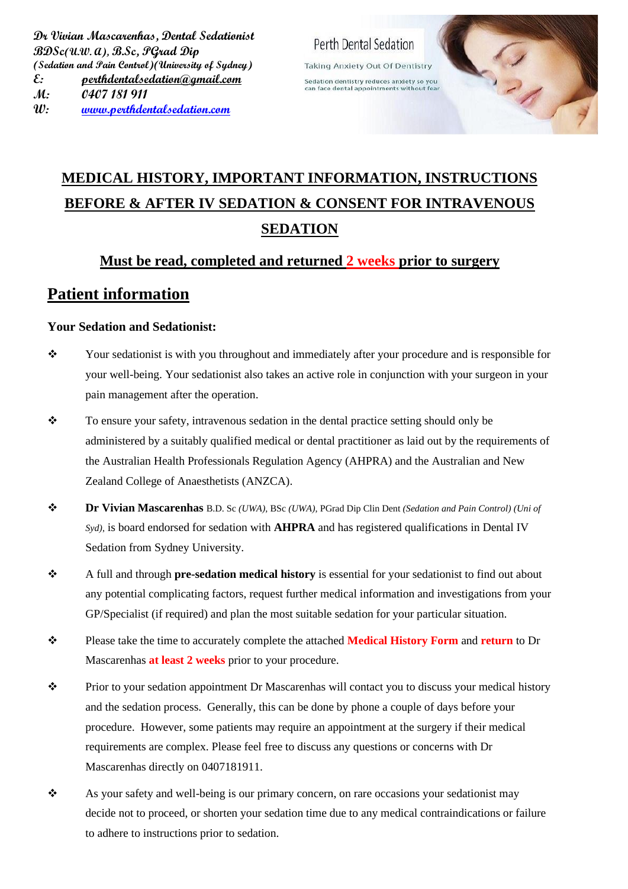**Dr Vivian Mascarenhas, Dental Sedationist**
**BDSc(U.W.A), B.Sc, PGrad Dip**
**(Sedation and Pain Control)(University of Sydney)**
**E:** perthdentalsedation@gmail.com
**M:** 0407 181 911
**W:** www.perthdentalsedation.com

Perth Dental Sedation

Taking Anxiety Out Of Dentistry

Sedation dentistry reduces anxiety so you can face dental appointments without fear

# MEDICAL HISTORY, IMPORTANT INFORMATION, INSTRUCTIONS BEFORE & AFTER IV SEDATION & CONSENT FOR INTRAVENOUS SEDATION

## Must be read, completed and returned 2 weeks prior to surgery

## Patient information

**Your Sedation and Sedationist:**

- Your sedationist is with you throughout and immediately after your procedure and is responsible for your well-being. Your sedationist also takes an active role in conjunction with your surgeon in your pain management after the operation.
- To ensure your safety, intravenous sedation in the dental practice setting should only be administered by a suitably qualified medical or dental practitioner as laid out by the requirements of the Australian Health Professionals Regulation Agency (AHPRA) and the Australian and New Zealand College of Anaesthetists (ANZCA).
- **Dr Vivian Mascarenhas** B.D. Sc *(UWA)*, BSc *(UWA)*, PGrad Dip Clin Dent *(Sedation and Pain Control) (Uni of Syd)*, is board endorsed for sedation with **AHPRA** and has registered qualifications in Dental IV Sedation from Sydney University.
- A full and through **pre-sedation medical history** is essential for your sedationist to find out about any potential complicating factors, request further medical information and investigations from your GP/Specialist (if required) and plan the most suitable sedation for your particular situation.
- Please take the time to accurately complete the attached **Medical History Form** and **return** to Dr Mascarenhas **at least 2 weeks** prior to your procedure.
- Prior to your sedation appointment Dr Mascarenhas will contact you to discuss your medical history and the sedation process. Generally, this can be done by phone a couple of days before your procedure. However, some patients may require an appointment at the surgery if their medical requirements are complex. Please feel free to discuss any questions or concerns with Dr Mascarenhas directly on 0407181911.
- As your safety and well-being is our primary concern, on rare occasions your sedationist may decide not to proceed, or shorten your sedation time due to any medical contraindications or failure to adhere to instructions prior to sedation.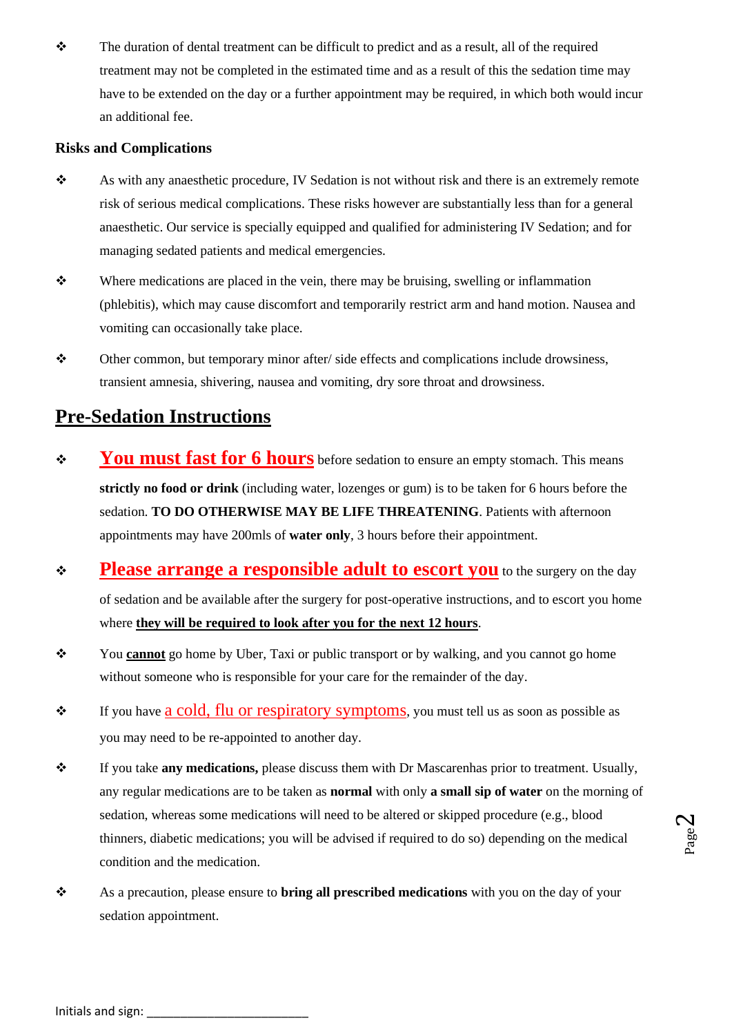- The duration of dental treatment can be difficult to predict and as a result, all of the required treatment may not be completed in the estimated time and as a result of this the sedation time may have to be extended on the day or a further appointment may be required, in which both would incur an additional fee.

**Risks and Complications**

- As with any anaesthetic procedure, IV Sedation is not without risk and there is an extremely remote risk of serious medical complications. These risks however are substantially less than for a general anaesthetic. Our service is specially equipped and qualified for administering IV Sedation; and for managing sedated patients and medical emergencies.

- Where medications are placed in the vein, there may be bruising, swelling or inflammation (phlebitis), which may cause discomfort and temporarily restrict arm and hand motion. Nausea and vomiting can occasionally take place.

- Other common, but temporary minor after/ side effects and complications include drowsiness, transient amnesia, shivering, nausea and vomiting, dry sore throat and drowsiness.

## Pre-Sedation Instructions

- **You must fast for 6 hours** before sedation to ensure an empty stomach. This means **strictly no food or drink** (including water, lozenges or gum) is to be taken for 6 hours before the sedation. **TO DO OTHERWISE MAY BE LIFE THREATENING**. Patients with afternoon appointments may have 200mls of **water only**, 3 hours before their appointment.

- **Please arrange a responsible adult to escort you** to the surgery on the day of sedation and be available after the surgery for post-operative instructions, and to escort you home where **they will be required to look after you for the next 12 hours**.

- You **cannot** go home by Uber, Taxi or public transport or by walking, and you cannot go home without someone who is responsible for your care for the remainder of the day.

- If you have a cold, flu or respiratory symptoms, you must tell us as soon as possible as you may need to be re-appointed to another day.

- If you take **any medications,** please discuss them with Dr Mascarenhas prior to treatment. Usually, any regular medications are to be taken as **normal** with only **a small sip of water** on the morning of sedation, whereas some medications will need to be altered or skipped procedure (e.g., blood thinners, diabetic medications; you will be advised if required to do so) depending on the medical condition and the medication.

- As a precaution, please ensure to **bring all prescribed medications** with you on the day of your sedation appointment.

Initials and sign: ________________________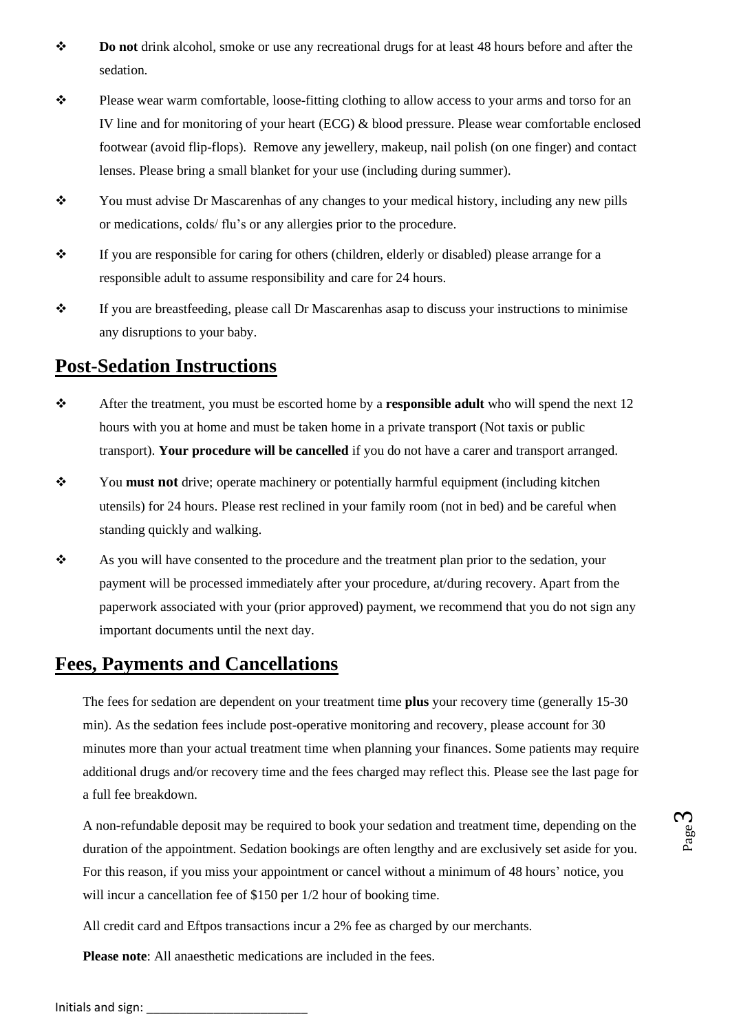- **Do not** drink alcohol, smoke or use any recreational drugs for at least 48 hours before and after the sedation.
- Please wear warm comfortable, loose-fitting clothing to allow access to your arms and torso for an IV line and for monitoring of your heart (ECG) & blood pressure. Please wear comfortable enclosed footwear (avoid flip-flops). Remove any jewellery, makeup, nail polish (on one finger) and contact lenses. Please bring a small blanket for your use (including during summer).
- You must advise Dr Mascarenhas of any changes to your medical history, including any new pills or medications, colds/ flu's or any allergies prior to the procedure.
- If you are responsible for caring for others (children, elderly or disabled) please arrange for a responsible adult to assume responsibility and care for 24 hours.
- If you are breastfeeding, please call Dr Mascarenhas asap to discuss your instructions to minimise any disruptions to your baby.

## Post-Sedation Instructions

- After the treatment, you must be escorted home by a **responsible adult** who will spend the next 12 hours with you at home and must be taken home in a private transport (Not taxis or public transport). **Your procedure will be cancelled** if you do not have a carer and transport arranged.
- You **must not** drive; operate machinery or potentially harmful equipment (including kitchen utensils) for 24 hours. Please rest reclined in your family room (not in bed) and be careful when standing quickly and walking.
- As you will have consented to the procedure and the treatment plan prior to the sedation, your payment will be processed immediately after your procedure, at/during recovery. Apart from the paperwork associated with your (prior approved) payment, we recommend that you do not sign any important documents until the next day.

## Fees, Payments and Cancellations

The fees for sedation are dependent on your treatment time **plus** your recovery time (generally 15-30 min). As the sedation fees include post-operative monitoring and recovery, please account for 30 minutes more than your actual treatment time when planning your finances. Some patients may require additional drugs and/or recovery time and the fees charged may reflect this. Please see the last page for a full fee breakdown.

A non-refundable deposit may be required to book your sedation and treatment time, depending on the duration of the appointment. Sedation bookings are often lengthy and are exclusively set aside for you. For this reason, if you miss your appointment or cancel without a minimum of 48 hours' notice, you will incur a cancellation fee of $150 per 1/2 hour of booking time.

All credit card and Eftpos transactions incur a 2% fee as charged by our merchants.

**Please note**: All anaesthetic medications are included in the fees.

Initials and sign: ________________________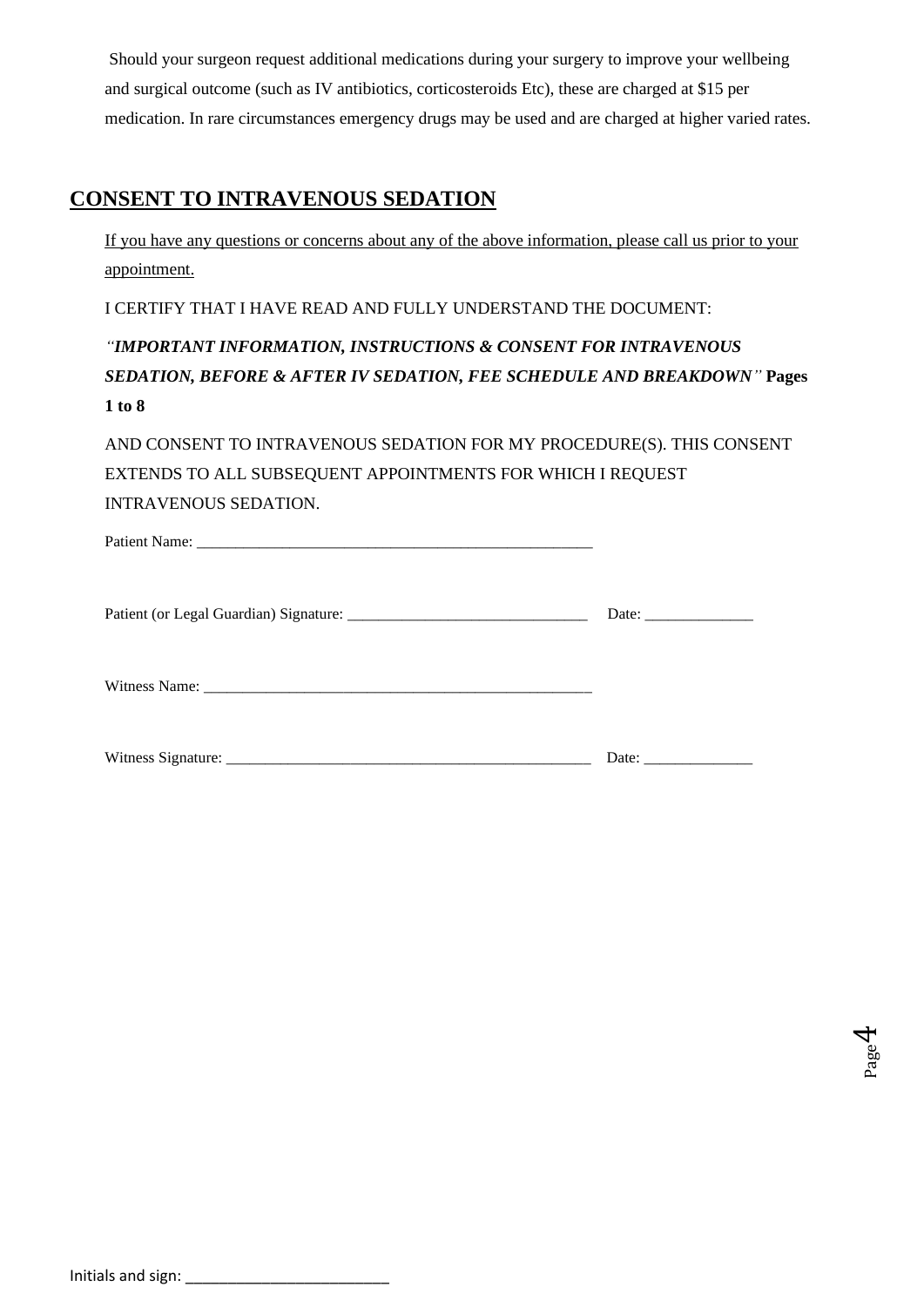Should your surgeon request additional medications during your surgery to improve your wellbeing and surgical outcome (such as IV antibiotics, corticosteroids Etc), these are charged at $15 per medication. In rare circumstances emergency drugs may be used and are charged at higher varied rates.

## CONSENT TO INTRAVENOUS SEDATION

If you have any questions or concerns about any of the above information, please call us prior to your appointment.

I CERTIFY THAT I HAVE READ AND FULLY UNDERSTAND THE DOCUMENT:

*"**IMPORTANT INFORMATION, INSTRUCTIONS & CONSENT FOR INTRAVENOUS SEDATION, BEFORE & AFTER IV SEDATION, FEE SCHEDULE AND BREAKDOWN**"* **Pages 1 to 8**

AND CONSENT TO INTRAVENOUS SEDATION FOR MY PROCEDURE(S). THIS CONSENT EXTENDS TO ALL SUBSEQUENT APPOINTMENTS FOR WHICH I REQUEST INTRAVENOUS SEDATION.

Patient Name: ____________________________________________________

Patient (or Legal Guardian) Signature: _______________________________ Date: ______________

Witness Name: ____________________________________________________

Witness Signature: ________________________________________________ Date: ______________

Initials and sign: ________________________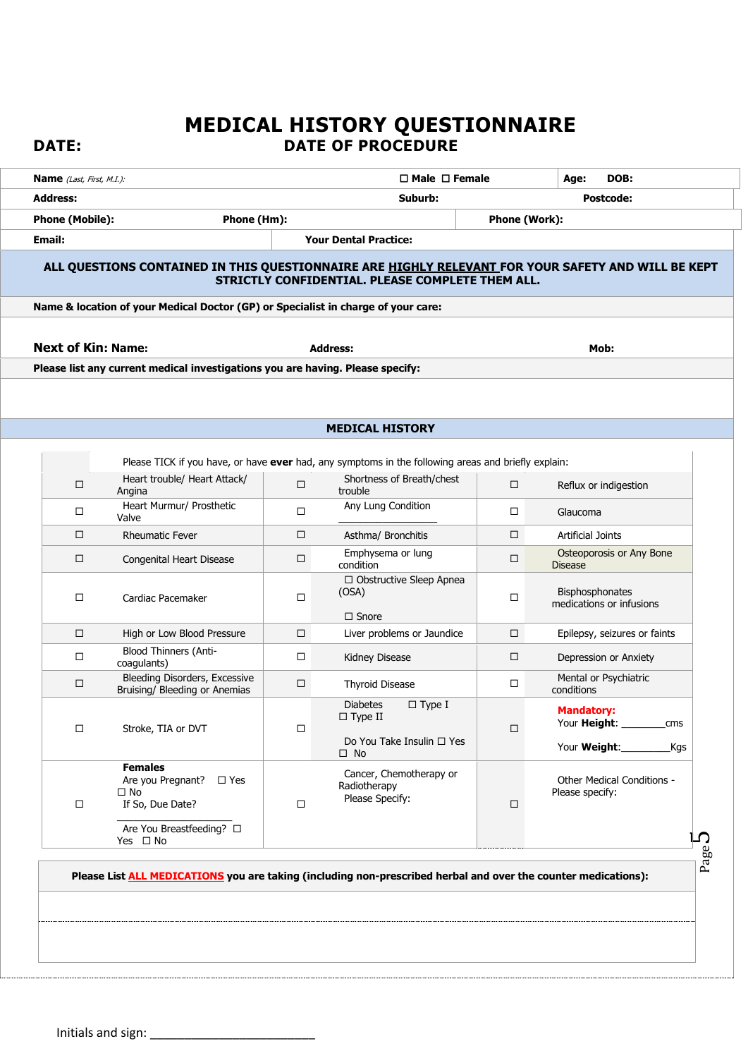# MEDICAL HISTORY QUESTIONNAIRE

**DATE:** **DATE OF PROCEDURE**

| **Name** *(Last, First, M.I.):* | ☐ **Male** ☐ **Female** | **Age:** **DOB:** |
|---|---|---|
| **Address:** | **Suburb:** | **Postcode:** |
| **Phone (Mobile):** **Phone (Hm):** | **Phone (Work):** | |
| **Email:** | **Your Dental Practice:** | |

**ALL QUESTIONS CONTAINED IN THIS QUESTIONNAIRE ARE HIGHLY RELEVANT FOR YOUR SAFETY AND WILL BE KEPT STRICTLY CONFIDENTIAL. PLEASE COMPLETE THEM ALL.**

**Name & location of your Medical Doctor (GP) or Specialist in charge of your care:**

**Next of Kin: Name:** **Address:** **Mob:**

**Please list any current medical investigations you are having. Please specify:**

## MEDICAL HISTORY

Please TICK if you have, or have **ever** had, any symptoms in the following areas and briefly explain:

| | | | | | |
|---|---|---|---|---|---|
| ☐ | Heart trouble/ Heart Attack/ Angina | ☐ | Shortness of Breath/chest trouble | ☐ | Reflux or indigestion |
| ☐ | Heart Murmur/ Prosthetic Valve | ☐ | Any Lung Condition ________________ | ☐ | Glaucoma |
| ☐ | Rheumatic Fever | ☐ | Asthma/ Bronchitis | ☐ | Artificial Joints |
| ☐ | Congenital Heart Disease | ☐ | Emphysema or lung condition | ☐ | Osteoporosis or Any Bone Disease |
| ☐ | Cardiac Pacemaker | ☐ | ☐ Obstructive Sleep Apnea (OSA)<br>☐ Snore | ☐ | Bisphosphonates medications or infusions |
| ☐ | High or Low Blood Pressure | ☐ | Liver problems or Jaundice | ☐ | Epilepsy, seizures or faints |
| ☐ | Blood Thinners (Anti-coagulants) | ☐ | Kidney Disease | ☐ | Depression or Anxiety |
| ☐ | Bleeding Disorders, Excessive Bruising/ Bleeding or Anemias | ☐ | Thyroid Disease | ☐ | Mental or Psychiatric conditions |
| ☐ | Stroke, TIA or DVT | ☐ | Diabetes ☐ Type I ☐ Type II<br>Do You Take Insulin ☐ Yes ☐ No | ☐ | **Mandatory:**<br>Your **Height**: ________cms<br>Your **Weight**:_________Kgs |
| ☐ | **Females**<br>Are you Pregnant? ☐ Yes ☐ No<br>If So, Due Date? ________________<br>Are You Breastfeeding? ☐ Yes ☐ No | ☐ | Cancer, Chemotherapy or Radiotherapy<br>Please Specify: | ☐ | Other Medical Conditions - Please specify: |

**Please List ALL MEDICATIONS you are taking (including non-prescribed herbal and over the counter medications):**

Initials and sign: ________________________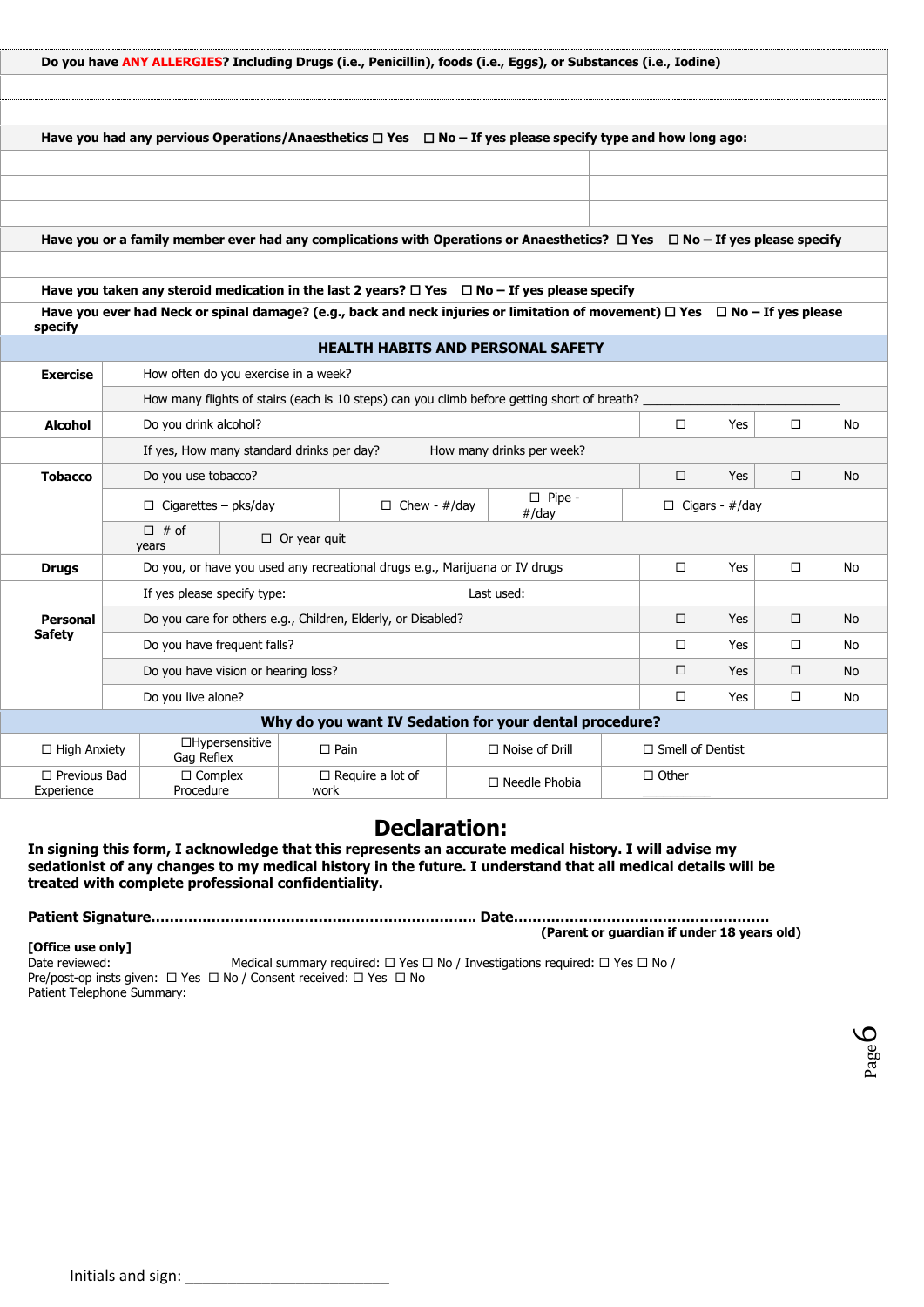| Do you have **ANY ALLERGIES**? Including Drugs (i.e., Penicillin), foods (i.e., Eggs), or Substances (i.e., Iodine) | | |
|---|---|---|
| | | |
| | | |
| **Have you had any pervious Operations/Anaesthetics ☐ Yes ☐ No – If yes please specify type and how long ago:** | | |
| | | |
| | | |
| | | |
| **Have you or a family member ever had any complications with Operations or Anaesthetics? ☐ Yes ☐ No – If yes please specify** | | |
| | | |
| **Have you taken any steroid medication in the last 2 years? ☐ Yes ☐ No – If yes please specify** | | |
| **Have you ever had Neck or spinal damage? (e.g., back and neck injuries or limitation of movement) ☐ Yes ☐ No – If yes please specify** | | |

## HEALTH HABITS AND PERSONAL SAFETY

| | | | | | | | |
|---|---|---|---|---|---|---|---|
| **Exercise** | How often do you exercise in a week? | | | | | | |
| | How many flights of stairs (each is 10 steps) can you climb before getting short of breath? ____________________ | | | | | | |
| **Alcohol** | Do you drink alcohol? | | | ☐ | Yes | ☐ | No |
| | If yes, How many standard drinks per day? How many drinks per week? | | | | | | |
| **Tobacco** | Do you use tobacco? | | | ☐ | Yes | ☐ | No |
| | ☐ Cigarettes – pks/day | ☐ Chew - #/day | ☐ Pipe - #/day | ☐ Cigars - #/day | | | |
| | ☐ # of years | ☐ Or year quit | | | | | |
| **Drugs** | Do you, or have you used any recreational drugs e.g., Marijuana or IV drugs | | | ☐ | Yes | ☐ | No |
| | If yes please specify type: Last used: | | | | | | |
| **Personal Safety** | Do you care for others e.g., Children, Elderly, or Disabled? | | | ☐ | Yes | ☐ | No |
| | Do you have frequent falls? | | | ☐ | Yes | ☐ | No |
| | Do you have vision or hearing loss? | | | ☐ | Yes | ☐ | No |
| | Do you live alone? | | | ☐ | Yes | ☐ | No |

## Why do you want IV Sedation for your dental procedure?

| | | | | |
|---|---|---|---|---|
| ☐ High Anxiety | ☐Hypersensitive Gag Reflex | ☐ Pain | ☐ Noise of Drill | ☐ Smell of Dentist |
| ☐ Previous Bad Experience | ☐ Complex Procedure | ☐ Require a lot of work | ☐ Needle Phobia | ☐ Other __________ |

# Declaration:

**In signing this form, I acknowledge that this represents an accurate medical history. I will advise my sedationist of any changes to my medical history in the future. I understand that all medical details will be treated with complete professional confidentiality.**

**Patient Signature.................................................................... Date.....................................................**
**(Parent or guardian if under 18 years old)**

**[Office use only]**
Date reviewed: Medical summary required: ☐ Yes ☐ No / Investigations required: ☐ Yes ☐ No /
Pre/post-op insts given: ☐ Yes ☐ No / Consent received: ☐ Yes ☐ No
Patient Telephone Summary:

Initials and sign: ________________________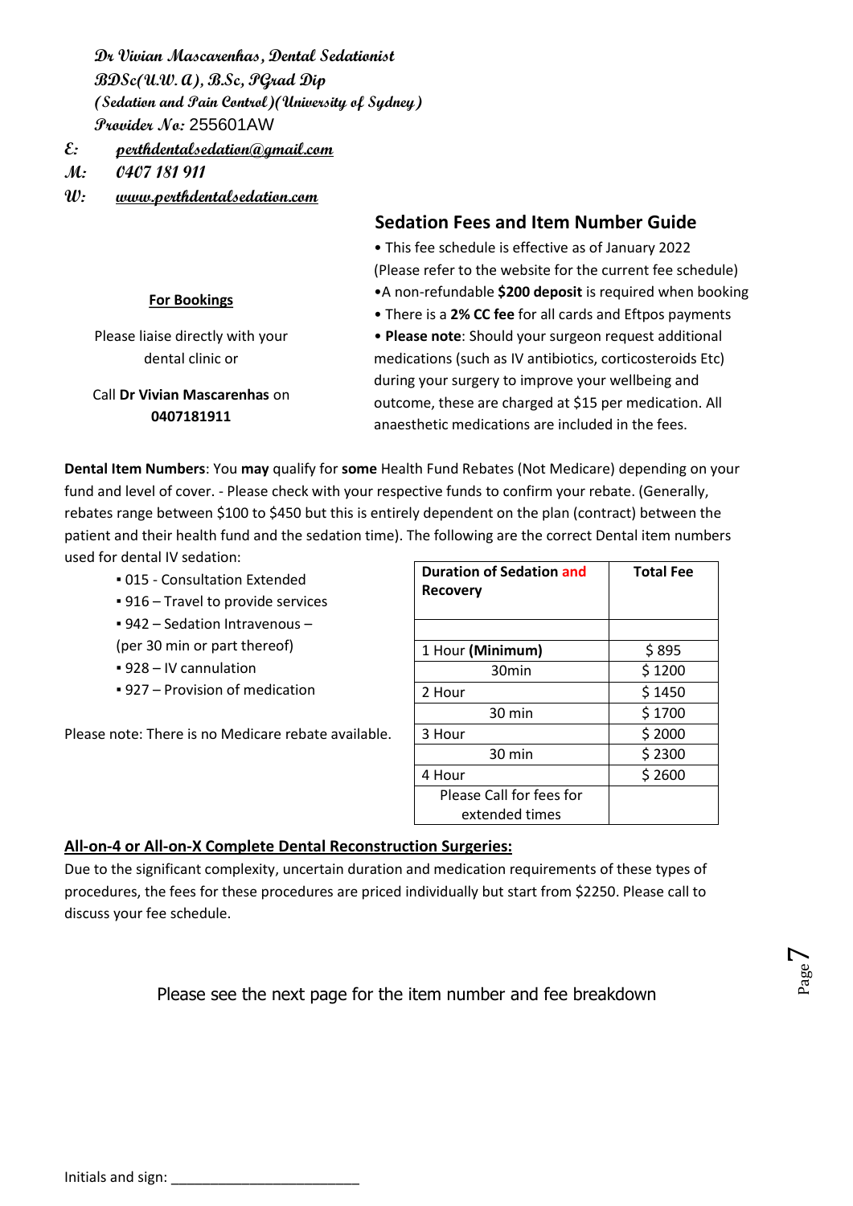**Dr Vivian Mascarenhas, Dental Sedationist**
**BDSc(U.W.A), B.Sc, PGrad Dip**
**(Sedation and Pain Control)(University of Sydney)**
**Provider No:** 255601AW

**E:** perthdentalsedation@gmail.com
**M:** 0407 181 911
**W:** www.perthdentalsedation.com

## Sedation Fees and Item Number Guide

- This fee schedule is effective as of January 2022 (Please refer to the website for the current fee schedule)
- A non-refundable **$200 deposit** is required when booking
- There is a **2% CC fee** for all cards and Eftpos payments
- **Please note**: Should your surgeon request additional medications (such as IV antibiotics, corticosteroids Etc) during your surgery to improve your wellbeing and outcome, these are charged at $15 per medication. All anaesthetic medications are included in the fees.

**For Bookings**

Please liaise directly with your dental clinic or

Call **Dr Vivian Mascarenhas** on **0407181911**

**Dental Item Numbers**: You **may** qualify for **some** Health Fund Rebates (Not Medicare) depending on your fund and level of cover. - Please check with your respective funds to confirm your rebate. (Generally, rebates range between $100 to $450 but this is entirely dependent on the plan (contract) between the patient and their health fund and the sedation time). The following are the correct Dental item numbers used for dental IV sedation:

- 015 - Consultation Extended
- 916 – Travel to provide services
- 942 – Sedation Intravenous – (per 30 min or part thereof)
- 928 – IV cannulation
- 927 – Provision of medication

Please note: There is no Medicare rebate available.

| Duration of Sedation and Recovery | Total Fee |
|---|---|
| | |
| 1 Hour **(Minimum)** | $ 895 |
| 30min | $ 1200 |
| 2 Hour | $ 1450 |
| 30 min | $ 1700 |
| 3 Hour | $ 2000 |
| 30 min | $ 2300 |
| 4 Hour | $ 2600 |
| Please Call for fees for extended times | |

**All-on-4 or All-on-X Complete Dental Reconstruction Surgeries:**

Due to the significant complexity, uncertain duration and medication requirements of these types of procedures, the fees for these procedures are priced individually but start from $2250. Please call to discuss your fee schedule.

Please see the next page for the item number and fee breakdown

Initials and sign: ________________________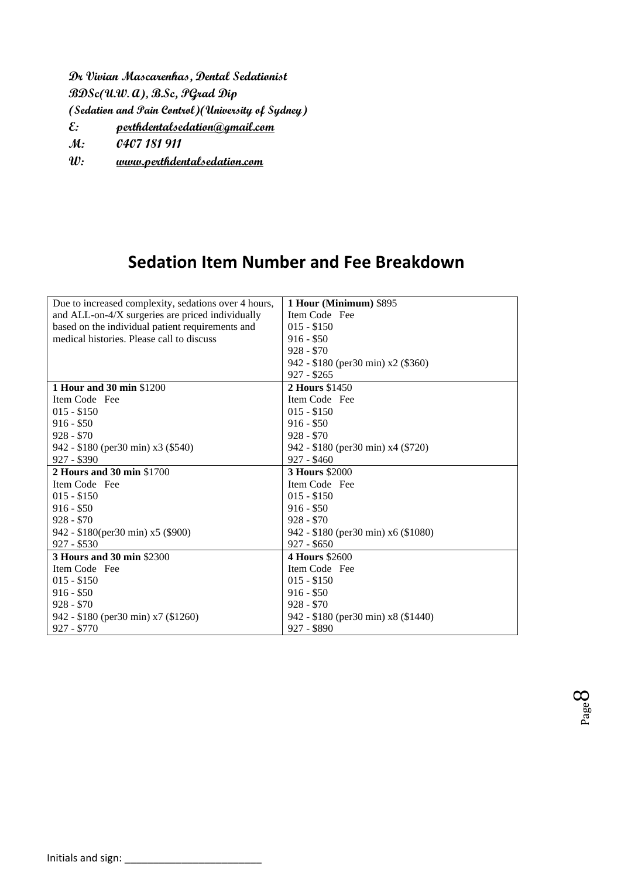***Dr Vivian Mascarenhas, Dental Sedationist***
***BDSc(U.W.A), B.Sc, PGrad Dip***
***(Sedation and Pain Control)(University of Sydney)***
***E:*** ***perthdentalsedation@gmail.com***
***M:*** ***0407 181 911***
***W:*** ***www.perthdentalsedation.com***

## Sedation Item Number and Fee Breakdown

| | |
|---|---|
| Due to increased complexity, sedations over 4 hours, and ALL-on-4/X surgeries are priced individually based on the individual patient requirements and medical histories. Please call to discuss | **1 Hour (Minimum)** $895<br>Item Code Fee<br>015 - $150<br>916 - $50<br>928 - $70<br>942 - $180 (per30 min) x2 ($360)<br>927 - $265 |
| **1 Hour and 30 min** $1200<br>Item Code Fee<br>015 - $150<br>916 - $50<br>928 - $70<br>942 - $180 (per30 min) x3 ($540)<br>927 - $390 | **2 Hours** $1450<br>Item Code Fee<br>015 - $150<br>916 - $50<br>928 - $70<br>942 - $180 (per30 min) x4 ($720)<br>927 - $460 |
| **2 Hours and 30 min** $1700<br>Item Code Fee<br>015 - $150<br>916 - $50<br>928 - $70<br>942 - $180(per30 min) x5 ($900)<br>927 - $530 | **3 Hours** $2000<br>Item Code Fee<br>015 - $150<br>916 - $50<br>928 - $70<br>942 - $180 (per30 min) x6 ($1080)<br>927 - $650 |
| **3 Hours and 30 min** $2300<br>Item Code Fee<br>015 - $150<br>916 - $50<br>928 - $70<br>942 - $180 (per30 min) x7 ($1260)<br>927 - $770 | **4 Hours** $2600<br>Item Code Fee<br>015 - $150<br>916 - $50<br>928 - $70<br>942 - $180 (per30 min) x8 ($1440)<br>927 - $890 |

Initials and sign: ________________________